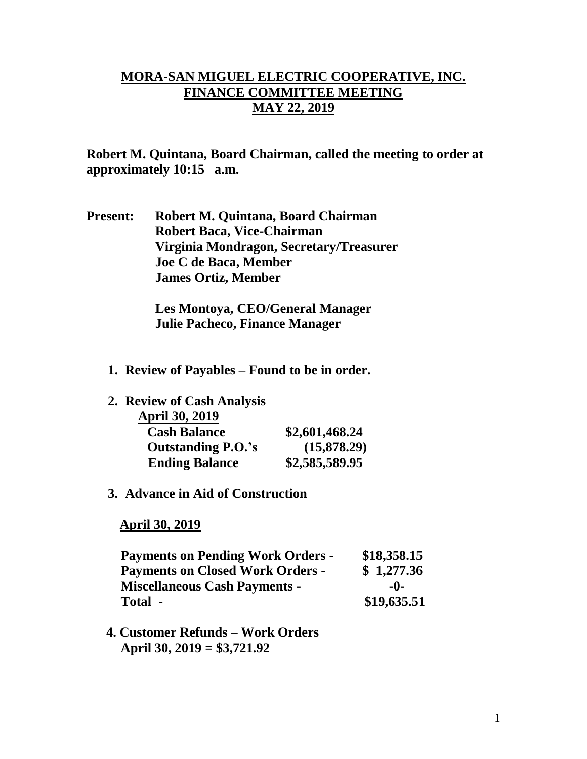# MORA-SAN MIGUEL ELECTRIC COOPERATIVE, INC.
## FINANCE COMMITTEE MEETING
## MAY 22, 2019

**Robert M. Quintana, Board Chairman, called the meeting to order at approximately 10:15 a.m.**

**Present:** **Robert M. Quintana, Board Chairman**
**Robert Baca, Vice-Chairman**
**Virginia Mondragon, Secretary/Treasurer**
**Joe C de Baca, Member**
**James Ortiz, Member**

**Les Montoya, CEO/General Manager**
**Julie Pacheco, Finance Manager**

1. **Review of Payables – Found to be in order.**

2. **Review of Cash Analysis**

   **April 30, 2019**

| | |
|---|---|
| **Cash Balance** | **\$2,601,468.24** |
| **Outstanding P.O.'s** | **(15,878.29)** |
| **Ending Balance** | **\$2,585,589.95** |

3. **Advance in Aid of Construction**

   **April 30, 2019**

| | |
|---|---|
| **Payments on Pending Work Orders -** | **\$18,358.15** |
| **Payments on Closed Work Orders -** | **\$ 1,277.36** |
| **Miscellaneous Cash Payments -** | **-0-** |
| **Total -** | **\$19,635.51** |

4. **Customer Refunds – Work Orders**
   **April 30, 2019 = \$3,721.92**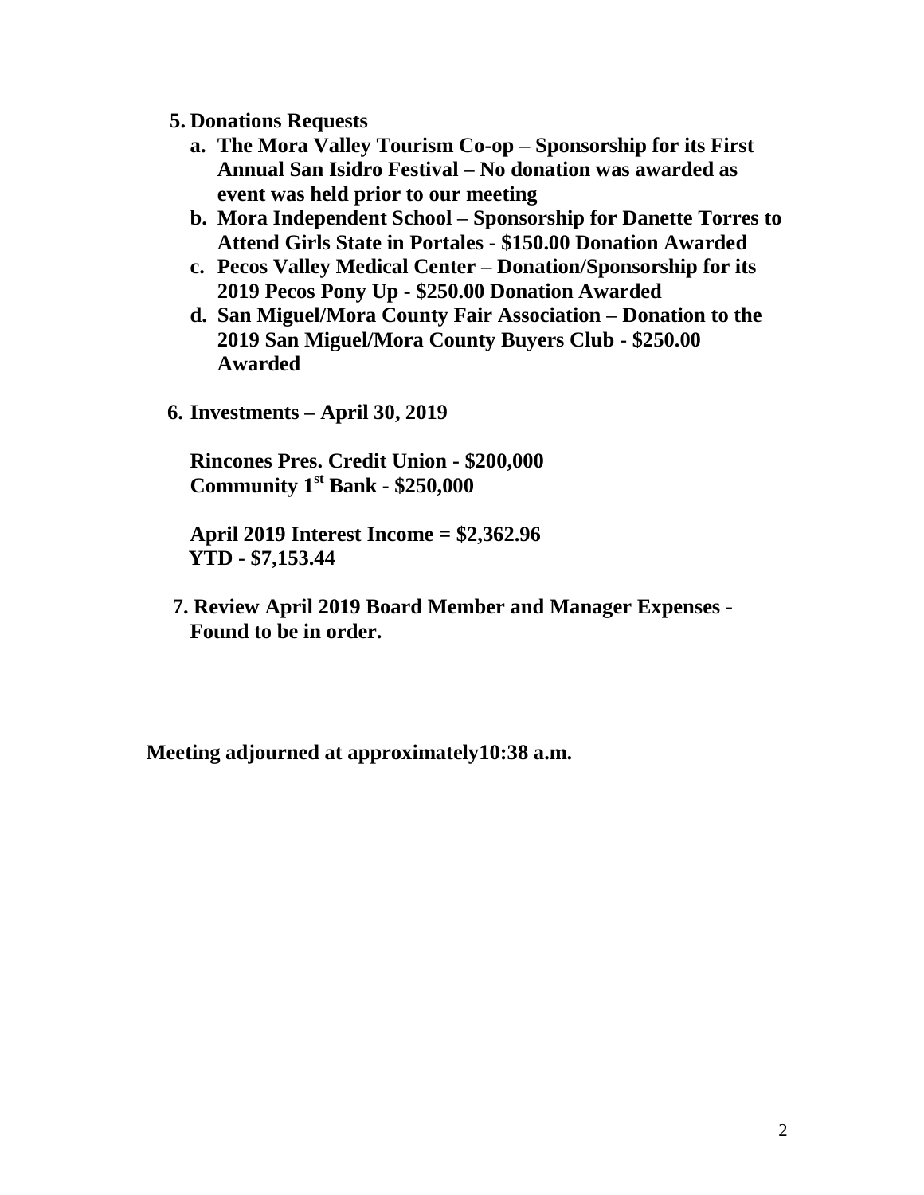**5. Donations Requests**

   **a. The Mora Valley Tourism Co-op – Sponsorship for its First Annual San Isidro Festival – No donation was awarded as event was held prior to our meeting**

   **b. Mora Independent School – Sponsorship for Danette Torres to Attend Girls State in Portales - $150.00 Donation Awarded**

   **c. Pecos Valley Medical Center – Donation/Sponsorship for its 2019 Pecos Pony Up - $250.00 Donation Awarded**

   **d. San Miguel/Mora County Fair Association – Donation to the 2019 San Miguel/Mora County Buyers Club - $250.00 Awarded**

**6. Investments – April 30, 2019**

**Rincones Pres. Credit Union - $200,000**
**Community 1st Bank - $250,000**

**April 2019 Interest Income = $2,362.96**
**YTD - $7,153.44**

**7. Review April 2019 Board Member and Manager Expenses - Found to be in order.**

**Meeting adjourned at approximately10:38 a.m.**